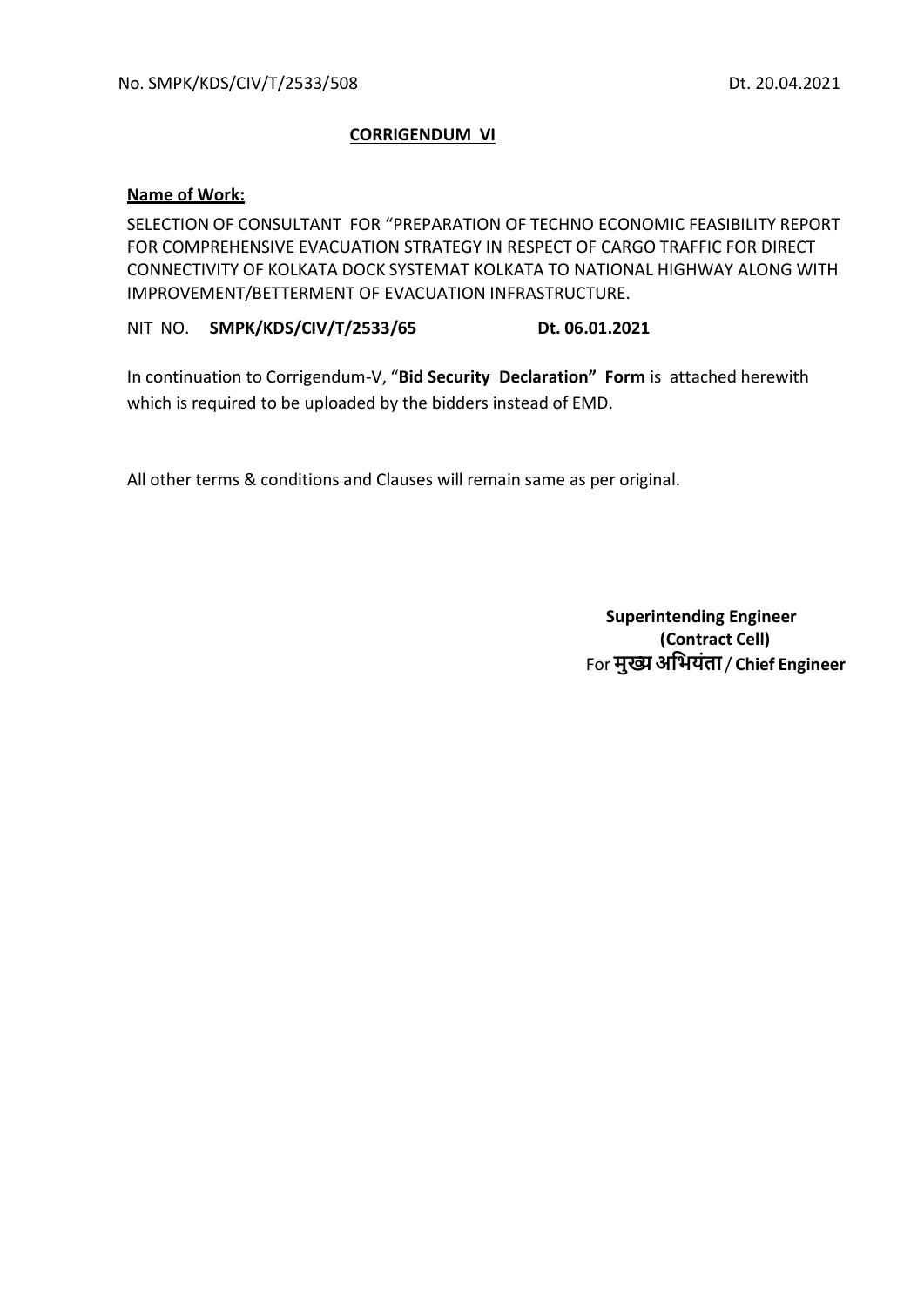No. SMPK/KDS/CIV/T/2533/508 Dt. 20.04.2021

**CORRIGENDUM VI**

**Name of Work:**

SELECTION OF CONSULTANT FOR "PREPARATION OF TECHNO ECONOMIC FEASIBILITY REPORT FOR COMPREHENSIVE EVACUATION STRATEGY IN RESPECT OF CARGO TRAFFIC FOR DIRECT CONNECTIVITY OF KOLKATA DOCK SYSTEMAT KOLKATA TO NATIONAL HIGHWAY ALONG WITH IMPROVEMENT/BETTERMENT OF EVACUATION INFRASTRUCTURE.

NIT NO. **SMPK/KDS/CIV/T/2533/65** **Dt. 06.01.2021**

In continuation to Corrigendum-V, "**Bid Security Declaration" Form** is attached herewith which is required to be uploaded by the bidders instead of EMD.

All other terms & conditions and Clauses will remain same as per original.

**Superintending Engineer**
**(Contract Cell)**
For **मुख्य अभियंता** / **Chief Engineer**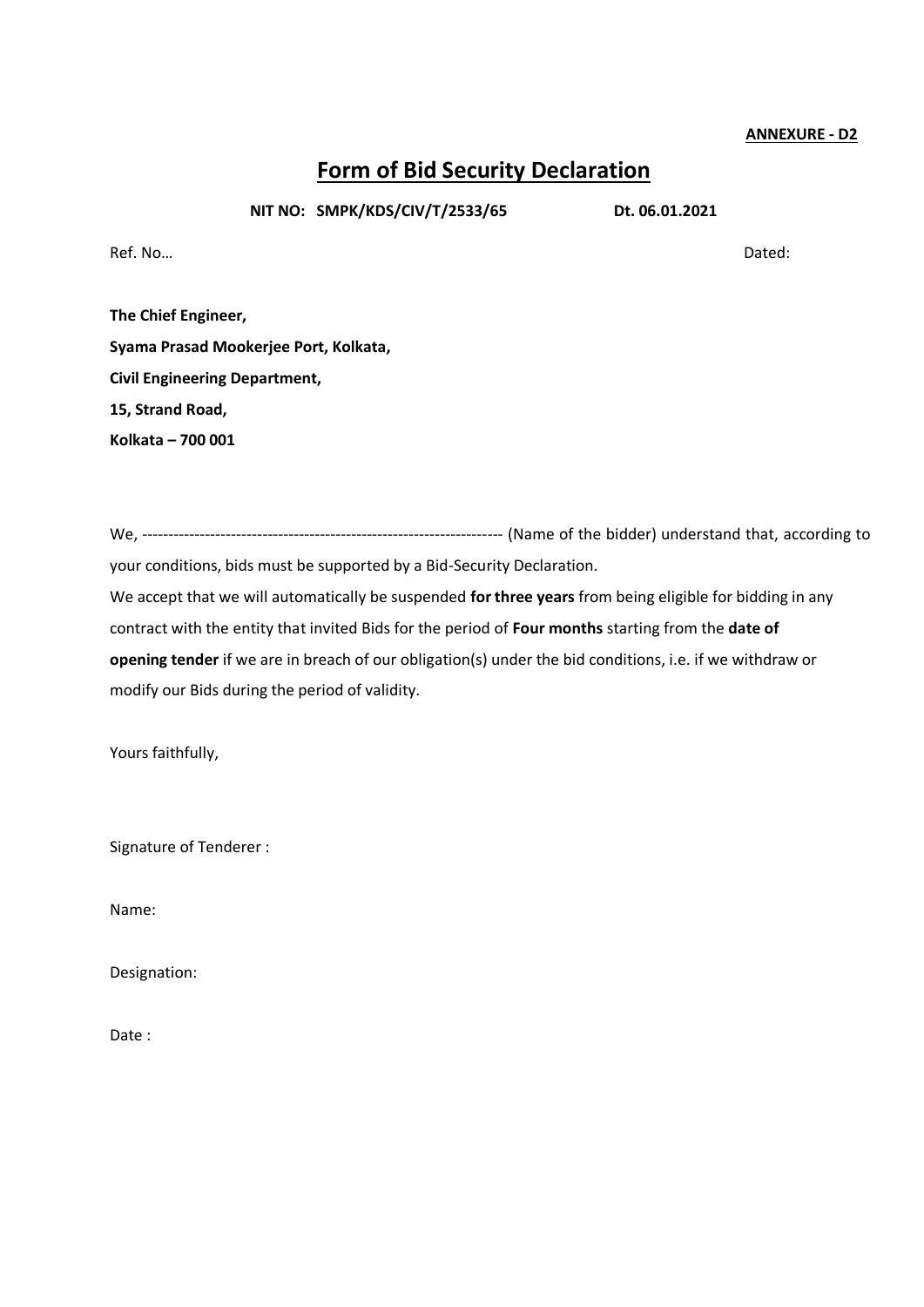**ANNEXURE - D2**

# Form of Bid Security Declaration

**NIT NO: SMPK/KDS/CIV/T/2533/65 Dt. 06.01.2021**

Ref. No… Dated:

**The Chief Engineer,**
**Syama Prasad Mookerjee Port, Kolkata,**
**Civil Engineering Department,**
**15, Strand Road,**
**Kolkata – 700 001**

We, ---------------------------------------------------------------------- (Name of the bidder) understand that, according to your conditions, bids must be supported by a Bid-Security Declaration.

We accept that we will automatically be suspended **for three years** from being eligible for bidding in any contract with the entity that invited Bids for the period of **Four months** starting from the **date of opening tender** if we are in breach of our obligation(s) under the bid conditions, i.e. if we withdraw or modify our Bids during the period of validity.

Yours faithfully,

Signature of Tenderer :

Name:

Designation:

Date :